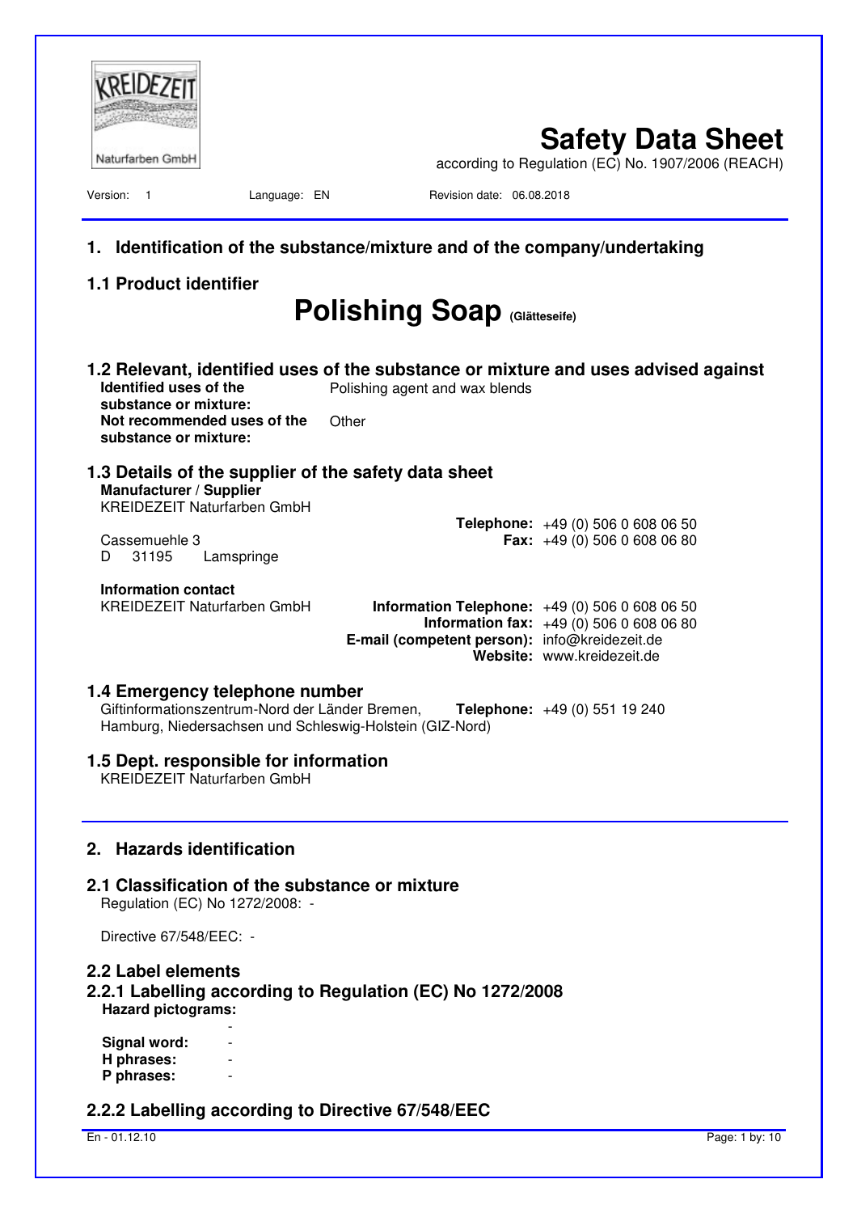KREIDEZEIT Naturfarben GmbH

# Safety Data Sheet

according to Regulation (EC) No. 1907/2006 (REACH)

Version: 1 Language: EN Revision date: 06.08.2018

## 1. Identification of the substance/mixture and of the company/undertaking

### 1.1 Product identifier

**Polishing Soap** (Glätteseife)

### 1.2 Relevant, identified uses of the substance or mixture and uses advised against

**Identified uses of the substance or mixture:** Polishing agent and wax blends

**Not recommended uses of the substance or mixture:** Other

### 1.3 Details of the supplier of the safety data sheet

**Manufacturer / Supplier**
KREIDEZEIT Naturfarben GmbH
Cassemuehle 3
D 31195 Lamspringe

**Telephone:** +49 (0) 506 0 608 06 50
**Fax:** +49 (0) 506 0 608 06 80

**Information contact**
KREIDEZEIT Naturfarben GmbH

**Information Telephone:** +49 (0) 506 0 608 06 50
**Information fax:** +49 (0) 506 0 608 06 80
**E-mail (competent person):** info@kreidezeit.de
**Website:** www.kreidezeit.de

### 1.4 Emergency telephone number

Giftinformationszentrum-Nord der Länder Bremen, Hamburg, Niedersachsen und Schleswig-Holstein (GIZ-Nord)
**Telephone:** +49 (0) 551 19 240

### 1.5 Dept. responsible for information

KREIDEZEIT Naturfarben GmbH

## 2. Hazards identification

### 2.1 Classification of the substance or mixture

Regulation (EC) No 1272/2008: -

Directive 67/548/EEC: -

### 2.2 Label elements

### 2.2.1 Labelling according to Regulation (EC) No 1272/2008

**Hazard pictograms:**
-

**Signal word:** -
**H phrases:** -
**P phrases:** -

### 2.2.2 Labelling according to Directive 67/548/EEC

En - 01.12.10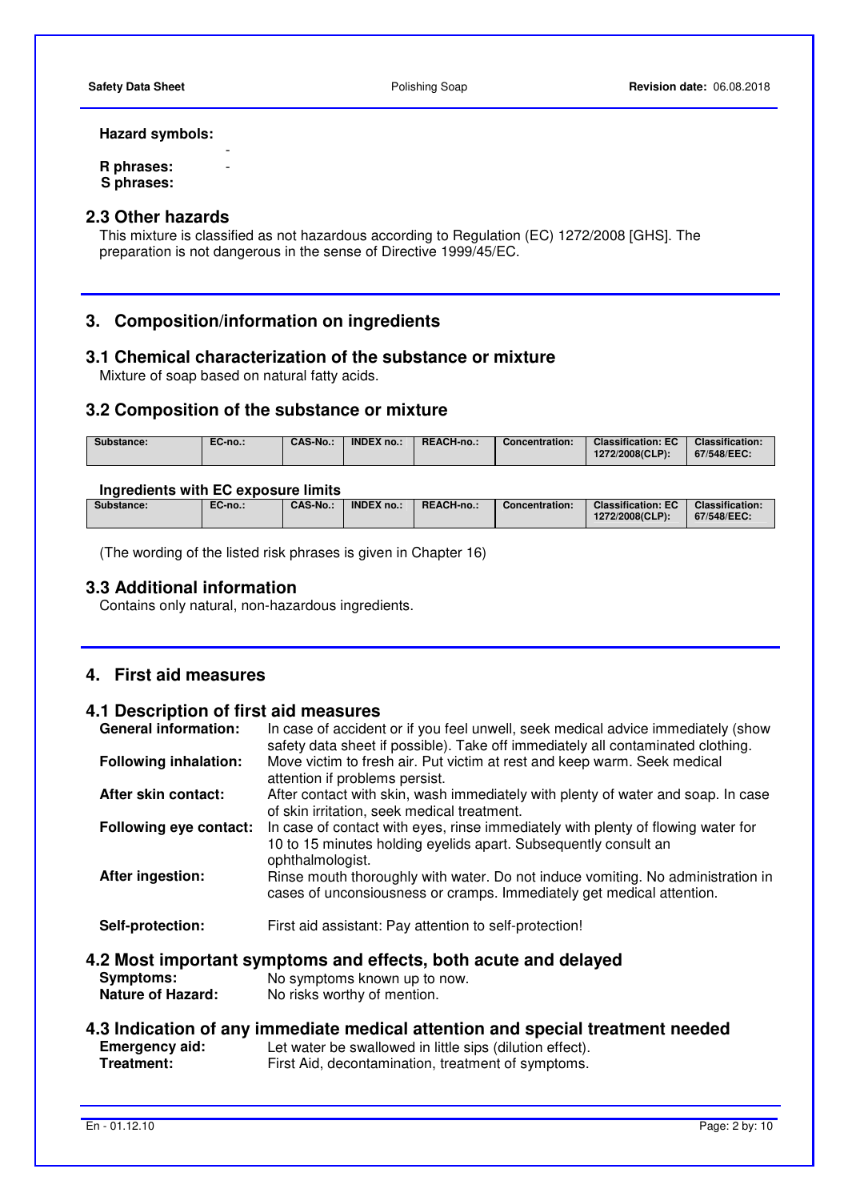**Hazard symbols:** -

**R phrases:** -

**S phrases:**

## 2.3 Other hazards

This mixture is classified as not hazardous according to Regulation (EC) 1272/2008 [GHS]. The preparation is not dangerous in the sense of Directive 1999/45/EC.

# 3. Composition/information on ingredients

## 3.1 Chemical characterization of the substance or mixture

Mixture of soap based on natural fatty acids.

## 3.2 Composition of the substance or mixture

| Substance: | EC-no.: | CAS-No.: | INDEX no.: | REACH-no.: | Concentration: | Classification: EC 1272/2008(CLP): | Classification: 67/548/EEC: |
|---|---|---|---|---|---|---|---|

**Ingredients with EC exposure limits**

| Substance: | EC-no.: | CAS-No.: | INDEX no.: | REACH-no.: | Concentration: | Classification: EC 1272/2008(CLP): | Classification: 67/548/EEC: |
|---|---|---|---|---|---|---|---|

(The wording of the listed risk phrases is given in Chapter 16)

## 3.3 Additional information

Contains only natural, non-hazardous ingredients.

# 4. First aid measures

## 4.1 Description of first aid measures

**General information:** In case of accident or if you feel unwell, seek medical advice immediately (show safety data sheet if possible). Take off immediately all contaminated clothing.

**Following inhalation:** Move victim to fresh air. Put victim at rest and keep warm. Seek medical attention if problems persist.

**After skin contact:** After contact with skin, wash immediately with plenty of water and soap. In case of skin irritation, seek medical treatment.

**Following eye contact:** In case of contact with eyes, rinse immediately with plenty of flowing water for 10 to 15 minutes holding eyelids apart. Subsequently consult an ophthalmologist.

**After ingestion:** Rinse mouth thoroughly with water. Do not induce vomiting. No administration in cases of unconsiousness or cramps. Immediately get medical attention.

**Self-protection:** First aid assistant: Pay attention to self-protection!

## 4.2 Most important symptoms and effects, both acute and delayed

**Symptoms:** No symptoms known up to now.

**Nature of Hazard:** No risks worthy of mention.

## 4.3 Indication of any immediate medical attention and special treatment needed

**Emergency aid:** Let water be swallowed in little sips (dilution effect).

**Treatment:** First Aid, decontamination, treatment of symptoms.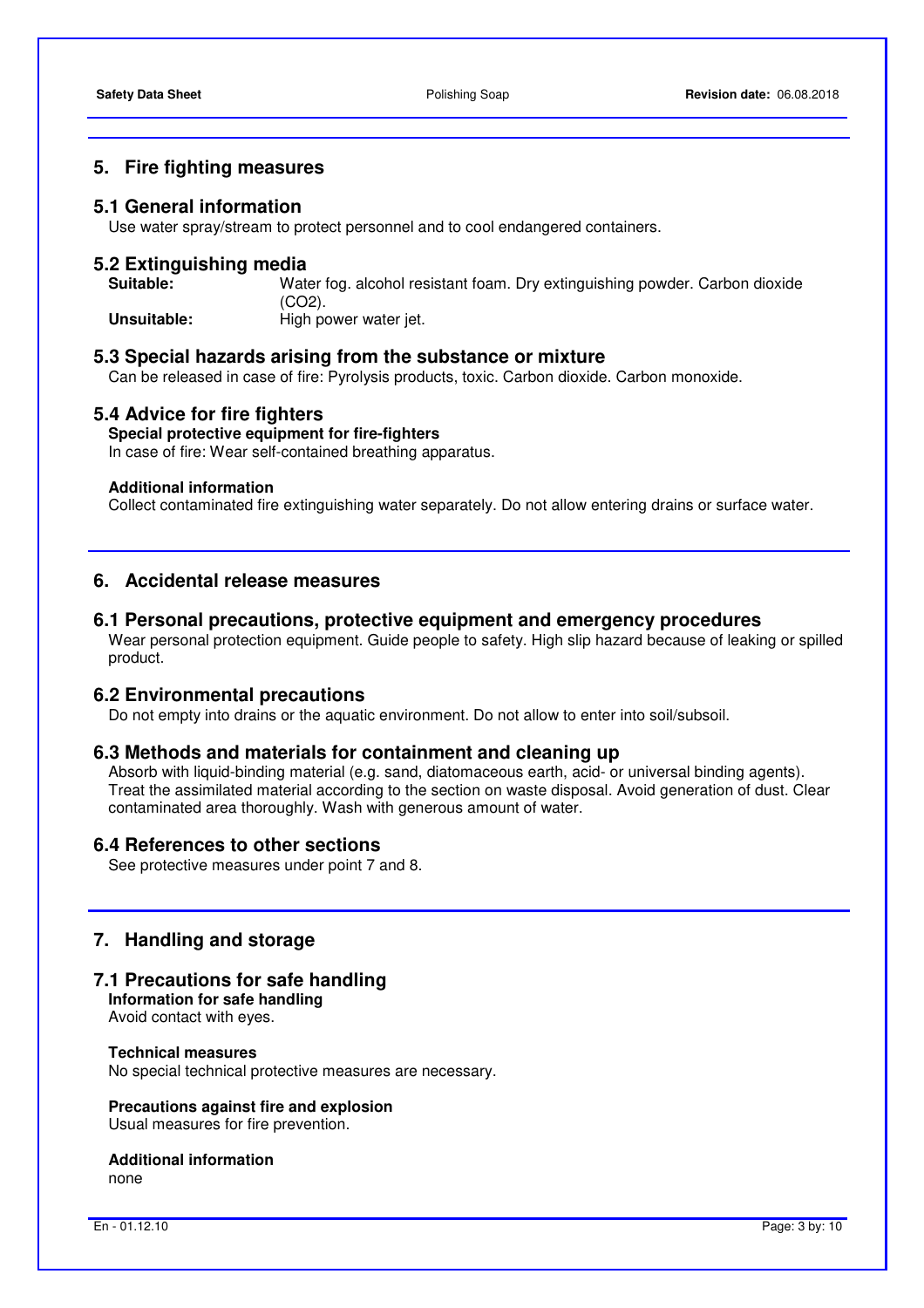## 5. Fire fighting measures

### 5.1 General information

Use water spray/stream to protect personnel and to cool endangered containers.

### 5.2 Extinguishing media

**Suitable:** Water fog. alcohol resistant foam. Dry extinguishing powder. Carbon dioxide ($CO_2$).

**Unsuitable:** High power water jet.

### 5.3 Special hazards arising from the substance or mixture

Can be released in case of fire: Pyrolysis products, toxic. Carbon dioxide. Carbon monoxide.

### 5.4 Advice for fire fighters

**Special protective equipment for fire-fighters**

In case of fire: Wear self-contained breathing apparatus.

**Additional information**

Collect contaminated fire extinguishing water separately. Do not allow entering drains or surface water.

## 6. Accidental release measures

### 6.1 Personal precautions, protective equipment and emergency procedures

Wear personal protection equipment. Guide people to safety. High slip hazard because of leaking or spilled product.

### 6.2 Environmental precautions

Do not empty into drains or the aquatic environment. Do not allow to enter into soil/subsoil.

### 6.3 Methods and materials for containment and cleaning up

Absorb with liquid-binding material (e.g. sand, diatomaceous earth, acid- or universal binding agents). Treat the assimilated material according to the section on waste disposal. Avoid generation of dust. Clear contaminated area thoroughly. Wash with generous amount of water.

### 6.4 References to other sections

See protective measures under point 7 and 8.

## 7. Handling and storage

### 7.1 Precautions for safe handling

**Information for safe handling**

Avoid contact with eyes.

**Technical measures**

No special technical protective measures are necessary.

**Precautions against fire and explosion**

Usual measures for fire prevention.

**Additional information**

none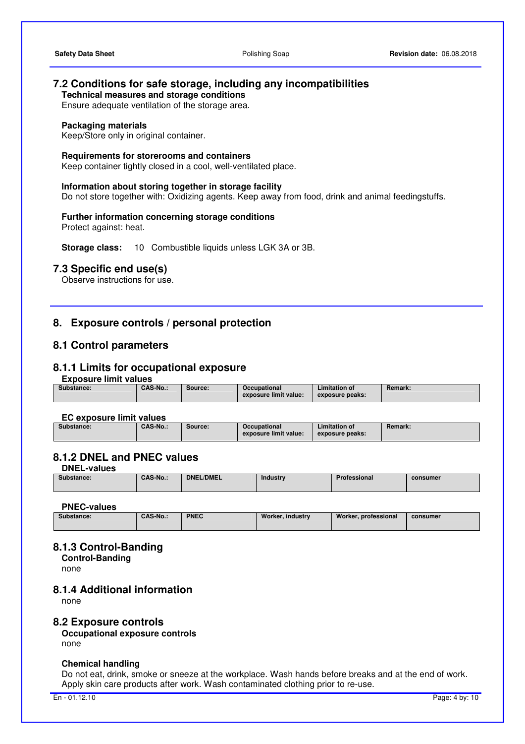## 7.2 Conditions for safe storage, including any incompatibilities

**Technical measures and storage conditions**

Ensure adequate ventilation of the storage area.

**Packaging materials**

Keep/Store only in original container.

**Requirements for storerooms and containers**

Keep container tightly closed in a cool, well-ventilated place.

**Information about storing together in storage facility**

Do not store together with: Oxidizing agents. Keep away from food, drink and animal feedingstuffs.

**Further information concerning storage conditions**

Protect against: heat.

**Storage class:** 10 Combustible liquids unless LGK 3A or 3B.

## 7.3 Specific end use(s)

Observe instructions for use.

# 8. Exposure controls / personal protection

## 8.1 Control parameters

### 8.1.1 Limits for occupational exposure

**Exposure limit values**

| Substance: | CAS-No.: | Source: | Occupational exposure limit value: | Limitation of exposure peaks: | Remark: |
|---|---|---|---|---|---|

**EC exposure limit values**

| Substance: | CAS-No.: | Source: | Occupational exposure limit value: | Limitation of exposure peaks: | Remark: |
|---|---|---|---|---|---|

### 8.1.2 DNEL and PNEC values

**DNEL-values**

| Substance: | CAS-No.: | DNEL/DMEL | Industry | Professional | consumer |
|---|---|---|---|---|---|

**PNEC-values**

| Substance: | CAS-No.: | PNEC | Worker, industry | Worker, professional | consumer |
|---|---|---|---|---|---|

### 8.1.3 Control-Banding

**Control-Banding**

none

### 8.1.4 Additional information

none

## 8.2 Exposure controls

**Occupational exposure controls**

none

**Chemical handling**

Do not eat, drink, smoke or sneeze at the workplace. Wash hands before breaks and at the end of work. Apply skin care products after work. Wash contaminated clothing prior to re-use.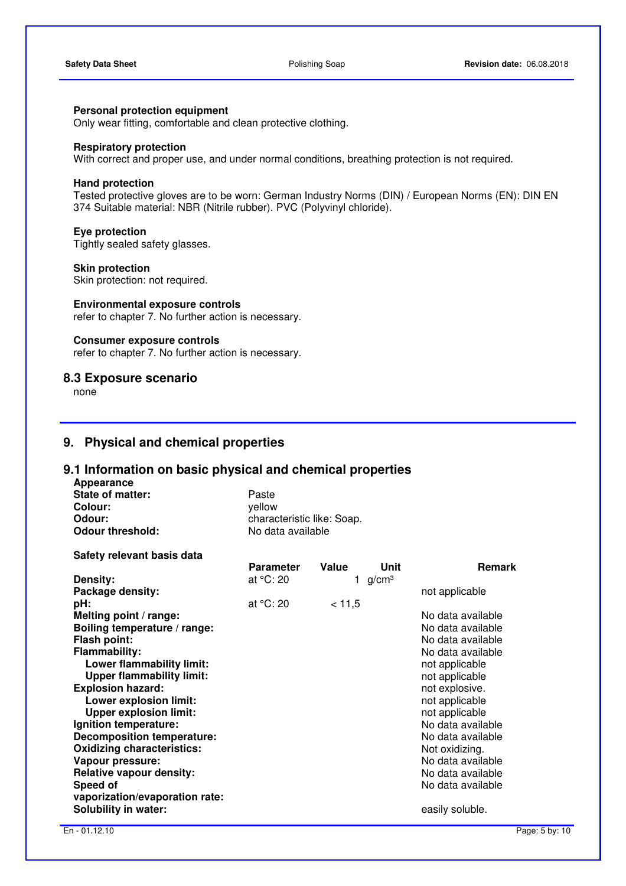**Personal protection equipment**
Only wear fitting, comfortable and clean protective clothing.

**Respiratory protection**
With correct and proper use, and under normal conditions, breathing protection is not required.

**Hand protection**
Tested protective gloves are to be worn: German Industry Norms (DIN) / European Norms (EN): DIN EN 374 Suitable material: NBR (Nitrile rubber). PVC (Polyvinyl chloride).

**Eye protection**
Tightly sealed safety glasses.

**Skin protection**
Skin protection: not required.

**Environmental exposure controls**
refer to chapter 7. No further action is necessary.

**Consumer exposure controls**
refer to chapter 7. No further action is necessary.

## 8.3 Exposure scenario

none

# 9. Physical and chemical properties

## 9.1 Information on basic physical and chemical properties

**Appearance**

| | |
|---|---|
| **State of matter:** | Paste |
| **Colour:** | yellow |
| **Odour:** | characteristic like: Soap. |
| **Odour threshold:** | No data available |

**Safety relevant basis data**

| | Parameter | Value | Unit | Remark |
|---|---|---|---|---|
| **Density:** | at °C: 20 | 1 | g/cm³ | |
| **Package density:** | | | | not applicable |
| **pH:** | at °C: 20 | < 11,5 | | |
| **Melting point / range:** | | | | No data available |
| **Boiling temperature / range:** | | | | No data available |
| **Flash point:** | | | | No data available |
| **Flammability:** | | | | No data available |
| **Lower flammability limit:** | | | | not applicable |
| **Upper flammability limit:** | | | | not applicable |
| **Explosion hazard:** | | | | not explosive. |
| **Lower explosion limit:** | | | | not applicable |
| **Upper explosion limit:** | | | | not applicable |
| **Ignition temperature:** | | | | No data available |
| **Decomposition temperature:** | | | | No data available |
| **Oxidizing characteristics:** | | | | Not oxidizing. |
| **Vapour pressure:** | | | | No data available |
| **Relative vapour density:** | | | | No data available |
| **Speed of vaporization/evaporation rate:** | | | | No data available |
| **Solubility in water:** | | | | easily soluble. |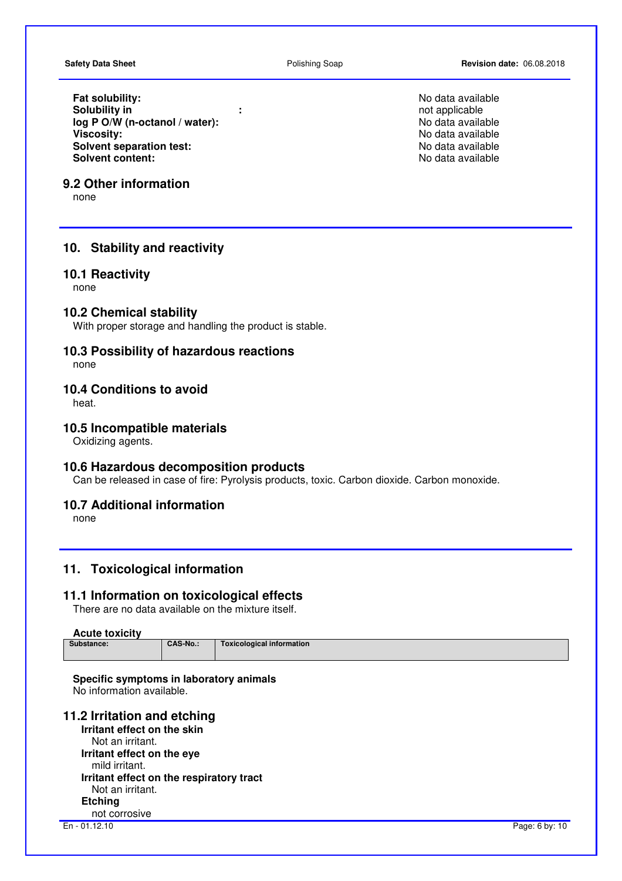| | |
|---|---|
| **Fat solubility:** | No data available |
| **Solubility in :** | not applicable |
| **log P O/W (n-octanol / water):** | No data available |
| **Viscosity:** | No data available |
| **Solvent separation test:** | No data available |
| **Solvent content:** | No data available |

## 9.2 Other information

none

# 10. Stability and reactivity

## 10.1 Reactivity

none

## 10.2 Chemical stability

With proper storage and handling the product is stable.

## 10.3 Possibility of hazardous reactions

none

## 10.4 Conditions to avoid

heat.

## 10.5 Incompatible materials

Oxidizing agents.

## 10.6 Hazardous decomposition products

Can be released in case of fire: Pyrolysis products, toxic. Carbon dioxide. Carbon monoxide.

## 10.7 Additional information

none

# 11. Toxicological information

## 11.1 Information on toxicological effects

There are no data available on the mixture itself.

**Acute toxicity**

| Substance: | CAS-No.: | Toxicological information |
|---|---|---|

**Specific symptoms in laboratory animals**

No information available.

## 11.2 Irritation and etching

**Irritant effect on the skin**

Not an irritant.

**Irritant effect on the eye**

mild irritant.

**Irritant effect on the respiratory tract**

Not an irritant.

**Etching**

not corrosive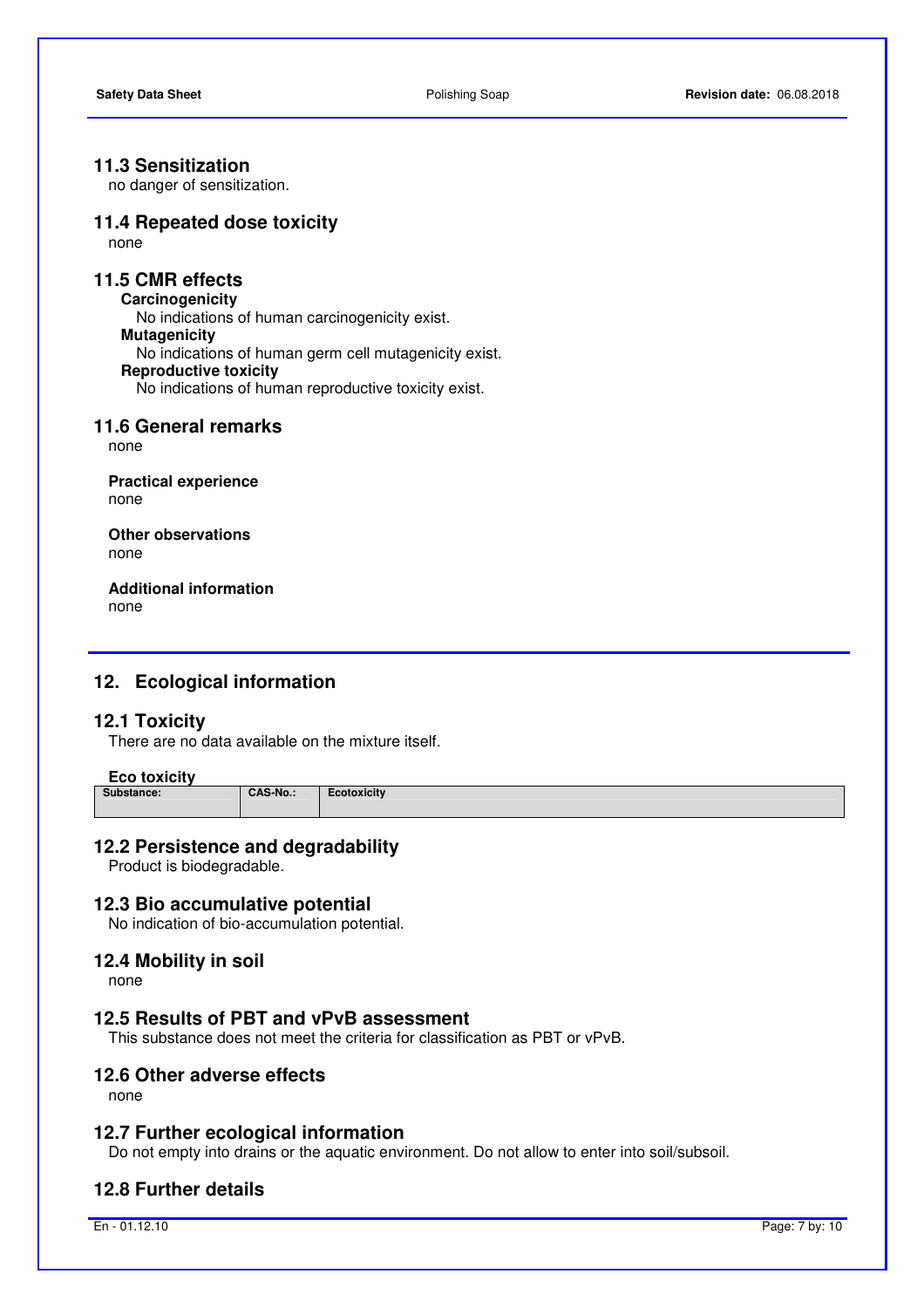### 11.3 Sensitization

no danger of sensitization.

### 11.4 Repeated dose toxicity

none

### 11.5 CMR effects

**Carcinogenicity**

No indications of human carcinogenicity exist.

**Mutagenicity**

No indications of human germ cell mutagenicity exist.

**Reproductive toxicity**

No indications of human reproductive toxicity exist.

### 11.6 General remarks

none

**Practical experience**

none

**Other observations**

none

**Additional information**

none

## 12. Ecological information

### 12.1 Toxicity

There are no data available on the mixture itself.

**Eco toxicity**

| Substance: | CAS-No.: | Ecotoxicity |
| --- | --- | --- |

### 12.2 Persistence and degradability

Product is biodegradable.

### 12.3 Bio accumulative potential

No indication of bio-accumulation potential.

### 12.4 Mobility in soil

none

### 12.5 Results of PBT and vPvB assessment

This substance does not meet the criteria for classification as PBT or vPvB.

### 12.6 Other adverse effects

none

### 12.7 Further ecological information

Do not empty into drains or the aquatic environment. Do not allow to enter into soil/subsoil.

### 12.8 Further details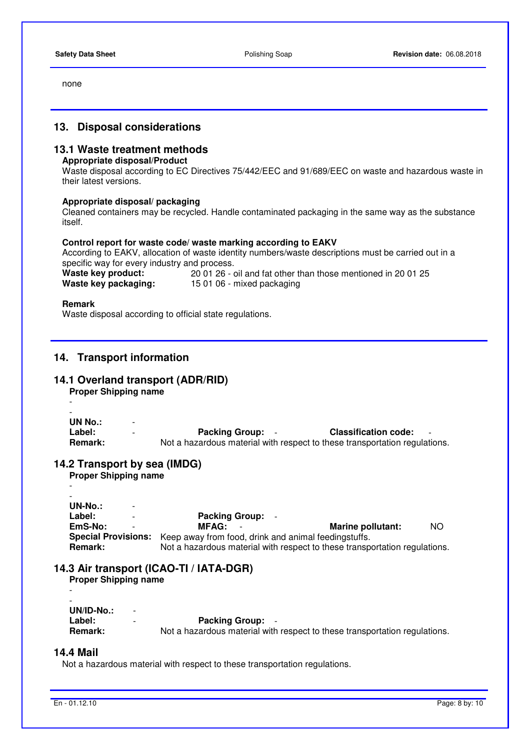none

## 13. Disposal considerations

### 13.1 Waste treatment methods

**Appropriate disposal/Product**

Waste disposal according to EC Directives 75/442/EEC and 91/689/EEC on waste and hazardous waste in their latest versions.

**Appropriate disposal/ packaging**

Cleaned containers may be recycled. Handle contaminated packaging in the same way as the substance itself.

**Control report for waste code/ waste marking according to EAKV**

According to EAKV, allocation of waste identity numbers/waste descriptions must be carried out in a specific way for every industry and process.

**Waste key product:** 20 01 26 - oil and fat other than those mentioned in 20 01 25

**Waste key packaging:** 15 01 06 - mixed packaging

**Remark**

Waste disposal according to official state regulations.

## 14. Transport information

### 14.1 Overland transport (ADR/RID)

**Proper Shipping name**

-

-

**UN No.:** -

**Label:** - **Packing Group:** - **Classification code:** -

**Remark:** Not a hazardous material with respect to these transportation regulations.

### 14.2 Transport by sea (IMDG)

**Proper Shipping name**

-

-

**UN-No.:** -

**Label:** - **Packing Group:** -

**EmS-No:** - **MFAG:** - **Marine pollutant:** NO

**Special Provisions:** Keep away from food, drink and animal feedingstuffs.

**Remark:** Not a hazardous material with respect to these transportation regulations.

### 14.3 Air transport (ICAO-TI / IATA-DGR)

**Proper Shipping name**

-

-

**UN/ID-No.:** -

**Label:** - **Packing Group:** -

**Remark:** Not a hazardous material with respect to these transportation regulations.

### 14.4 Mail

Not a hazardous material with respect to these transportation regulations.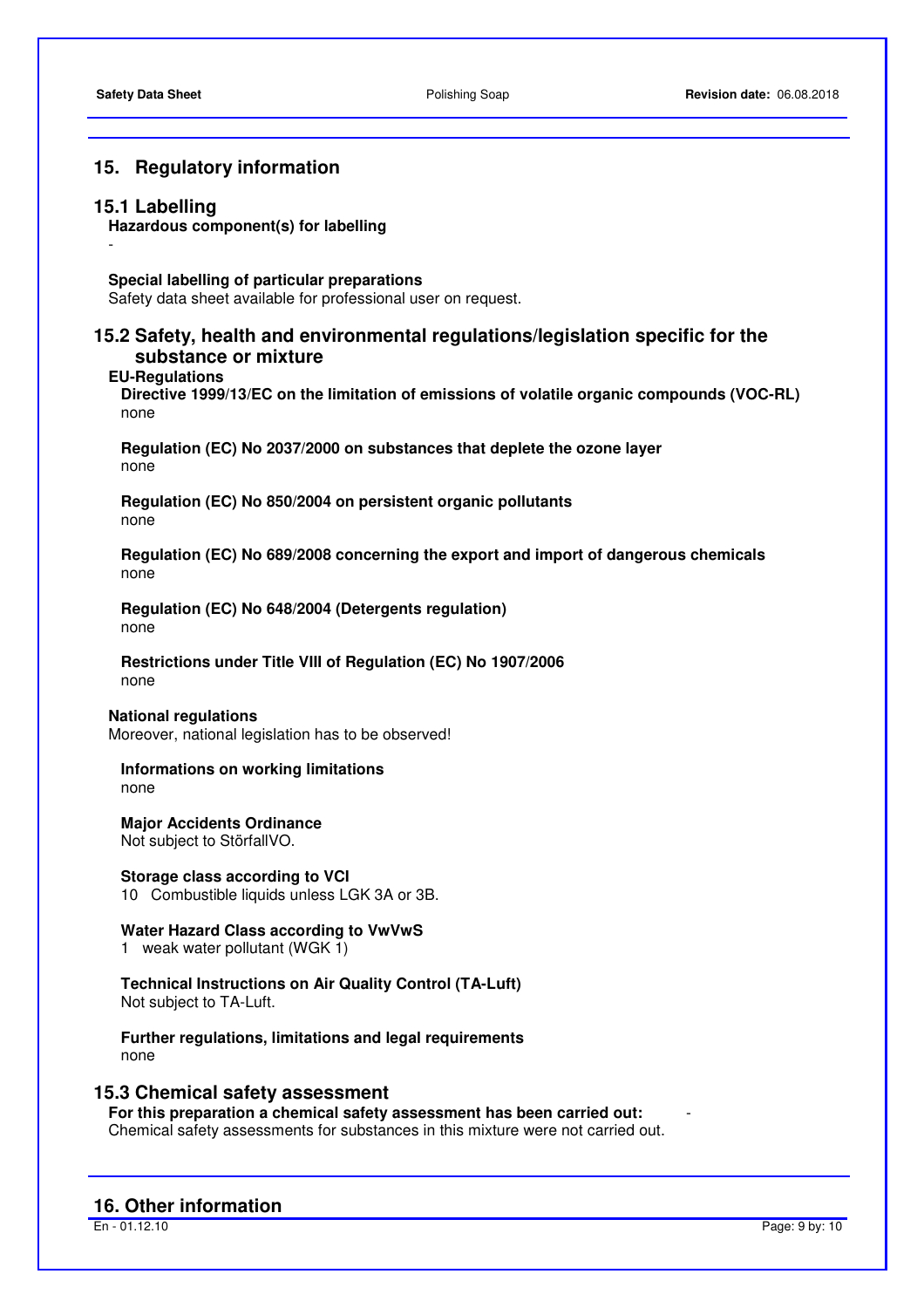## 15. Regulatory information

### 15.1 Labelling

**Hazardous component(s) for labelling**

-

**Special labelling of particular preparations**

Safety data sheet available for professional user on request.

### 15.2 Safety, health and environmental regulations/legislation specific for the substance or mixture

**EU-Regulations**

**Directive 1999/13/EC on the limitation of emissions of volatile organic compounds (VOC-RL)**

none

**Regulation (EC) No 2037/2000 on substances that deplete the ozone layer**

none

**Regulation (EC) No 850/2004 on persistent organic pollutants**

none

**Regulation (EC) No 689/2008 concerning the export and import of dangerous chemicals**

none

**Regulation (EC) No 648/2004 (Detergents regulation)**

none

**Restrictions under Title VIII of Regulation (EC) No 1907/2006**

none

**National regulations**

Moreover, national legislation has to be observed!

**Informations on working limitations**

none

**Major Accidents Ordinance**

Not subject to StörfallVO.

**Storage class according to VCI**

10 Combustible liquids unless LGK 3A or 3B.

**Water Hazard Class according to VwVwS**

1 weak water pollutant (WGK 1)

**Technical Instructions on Air Quality Control (TA-Luft)**

Not subject to TA-Luft.

**Further regulations, limitations and legal requirements**

none

### 15.3 Chemical safety assessment

**For this preparation a chemical safety assessment has been carried out:** -

Chemical safety assessments for substances in this mixture were not carried out.

## 16. Other information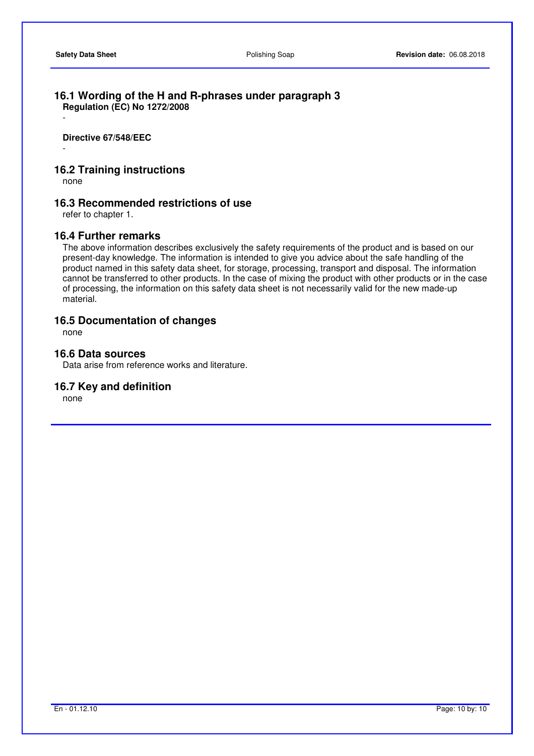## 16.1 Wording of the H and R-phrases under paragraph 3

**Regulation (EC) No 1272/2008**

-

**Directive 67/548/EEC**

-

## 16.2 Training instructions

none

## 16.3 Recommended restrictions of use

refer to chapter 1.

## 16.4 Further remarks

The above information describes exclusively the safety requirements of the product and is based on our present-day knowledge. The information is intended to give you advice about the safe handling of the product named in this safety data sheet, for storage, processing, transport and disposal. The information cannot be transferred to other products. In the case of mixing the product with other products or in the case of processing, the information on this safety data sheet is not necessarily valid for the new made-up material.

## 16.5 Documentation of changes

none

## 16.6 Data sources

Data arise from reference works and literature.

## 16.7 Key and definition

none